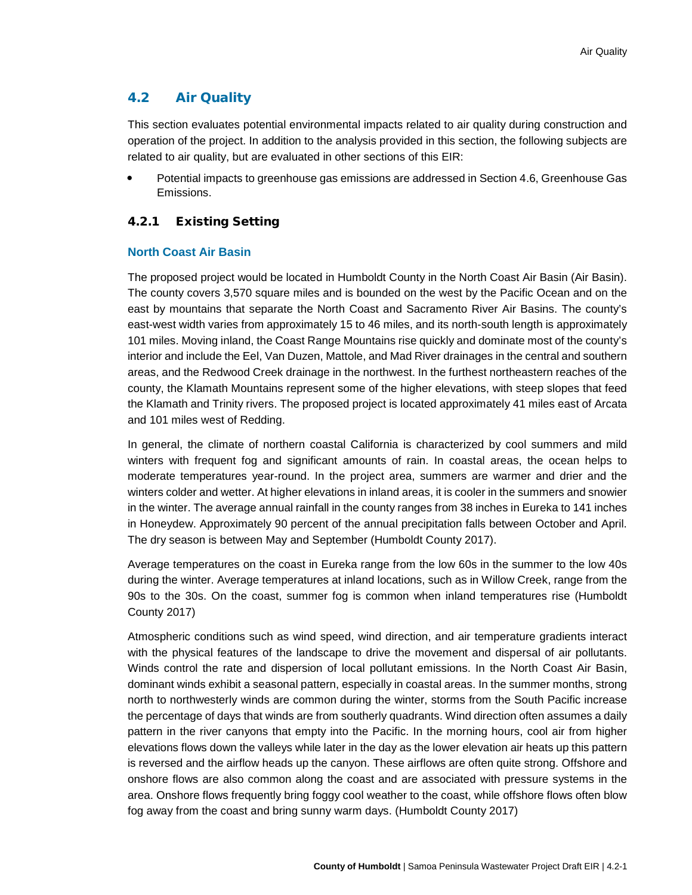## 4.2 Air Quality

This section evaluates potential environmental impacts related to air quality during construction and operation of the project. In addition to the analysis provided in this section, the following subjects are related to air quality, but are evaluated in other sections of this EIR:

- Potential impacts to greenhouse gas emissions are addressed in Section 4.6, Greenhouse Gas Emissions.

### 4.2.1 Existing Setting

#### North Coast Air Basin

The proposed project would be located in Humboldt County in the North Coast Air Basin (Air Basin). The county covers 3,570 square miles and is bounded on the west by the Pacific Ocean and on the east by mountains that separate the North Coast and Sacramento River Air Basins. The county's east-west width varies from approximately 15 to 46 miles, and its north-south length is approximately 101 miles. Moving inland, the Coast Range Mountains rise quickly and dominate most of the county's interior and include the Eel, Van Duzen, Mattole, and Mad River drainages in the central and southern areas, and the Redwood Creek drainage in the northwest. In the furthest northeastern reaches of the county, the Klamath Mountains represent some of the higher elevations, with steep slopes that feed the Klamath and Trinity rivers. The proposed project is located approximately 41 miles east of Arcata and 101 miles west of Redding.

In general, the climate of northern coastal California is characterized by cool summers and mild winters with frequent fog and significant amounts of rain. In coastal areas, the ocean helps to moderate temperatures year-round. In the project area, summers are warmer and drier and the winters colder and wetter. At higher elevations in inland areas, it is cooler in the summers and snowier in the winter. The average annual rainfall in the county ranges from 38 inches in Eureka to 141 inches in Honeydew. Approximately 90 percent of the annual precipitation falls between October and April. The dry season is between May and September (Humboldt County 2017).

Average temperatures on the coast in Eureka range from the low 60s in the summer to the low 40s during the winter. Average temperatures at inland locations, such as in Willow Creek, range from the 90s to the 30s. On the coast, summer fog is common when inland temperatures rise (Humboldt County 2017)

Atmospheric conditions such as wind speed, wind direction, and air temperature gradients interact with the physical features of the landscape to drive the movement and dispersal of air pollutants. Winds control the rate and dispersion of local pollutant emissions. In the North Coast Air Basin, dominant winds exhibit a seasonal pattern, especially in coastal areas. In the summer months, strong north to northwesterly winds are common during the winter, storms from the South Pacific increase the percentage of days that winds are from southerly quadrants. Wind direction often assumes a daily pattern in the river canyons that empty into the Pacific. In the morning hours, cool air from higher elevations flows down the valleys while later in the day as the lower elevation air heats up this pattern is reversed and the airflow heads up the canyon. These airflows are often quite strong. Offshore and onshore flows are also common along the coast and are associated with pressure systems in the area. Onshore flows frequently bring foggy cool weather to the coast, while offshore flows often blow fog away from the coast and bring sunny warm days. (Humboldt County 2017)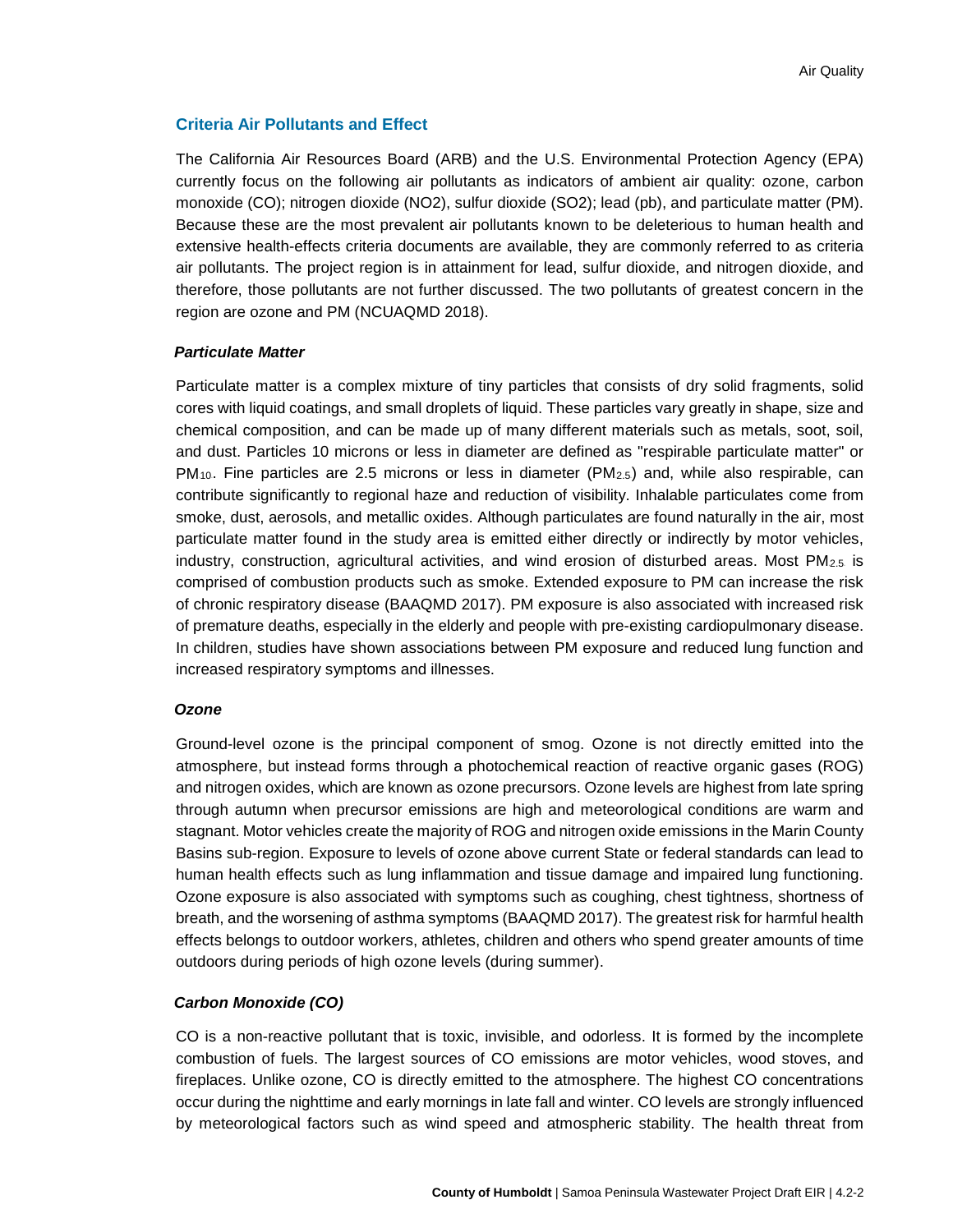## Criteria Air Pollutants and Effect

The California Air Resources Board (ARB) and the U.S. Environmental Protection Agency (EPA) currently focus on the following air pollutants as indicators of ambient air quality: ozone, carbon monoxide (CO); nitrogen dioxide (NO2), sulfur dioxide (SO2); lead (pb), and particulate matter (PM). Because these are the most prevalent air pollutants known to be deleterious to human health and extensive health-effects criteria documents are available, they are commonly referred to as criteria air pollutants. The project region is in attainment for lead, sulfur dioxide, and nitrogen dioxide, and therefore, those pollutants are not further discussed. The two pollutants of greatest concern in the region are ozone and PM (NCUAQMD 2018).

### *Particulate Matter*

Particulate matter is a complex mixture of tiny particles that consists of dry solid fragments, solid cores with liquid coatings, and small droplets of liquid. These particles vary greatly in shape, size and chemical composition, and can be made up of many different materials such as metals, soot, soil, and dust. Particles 10 microns or less in diameter are defined as "respirable particulate matter" or $PM_{10}$. Fine particles are 2.5 microns or less in diameter ($PM_{2.5}$) and, while also respirable, can contribute significantly to regional haze and reduction of visibility. Inhalable particulates come from smoke, dust, aerosols, and metallic oxides. Although particulates are found naturally in the air, most particulate matter found in the study area is emitted either directly or indirectly by motor vehicles, industry, construction, agricultural activities, and wind erosion of disturbed areas. Most $PM_{2.5}$ is comprised of combustion products such as smoke. Extended exposure to PM can increase the risk of chronic respiratory disease (BAAQMD 2017). PM exposure is also associated with increased risk of premature deaths, especially in the elderly and people with pre-existing cardiopulmonary disease. In children, studies have shown associations between PM exposure and reduced lung function and increased respiratory symptoms and illnesses.

### *Ozone*

Ground-level ozone is the principal component of smog. Ozone is not directly emitted into the atmosphere, but instead forms through a photochemical reaction of reactive organic gases (ROG) and nitrogen oxides, which are known as ozone precursors. Ozone levels are highest from late spring through autumn when precursor emissions are high and meteorological conditions are warm and stagnant. Motor vehicles create the majority of ROG and nitrogen oxide emissions in the Marin County Basins sub-region. Exposure to levels of ozone above current State or federal standards can lead to human health effects such as lung inflammation and tissue damage and impaired lung functioning. Ozone exposure is also associated with symptoms such as coughing, chest tightness, shortness of breath, and the worsening of asthma symptoms (BAAQMD 2017). The greatest risk for harmful health effects belongs to outdoor workers, athletes, children and others who spend greater amounts of time outdoors during periods of high ozone levels (during summer).

### *Carbon Monoxide (CO)*

CO is a non-reactive pollutant that is toxic, invisible, and odorless. It is formed by the incomplete combustion of fuels. The largest sources of CO emissions are motor vehicles, wood stoves, and fireplaces. Unlike ozone, CO is directly emitted to the atmosphere. The highest CO concentrations occur during the nighttime and early mornings in late fall and winter. CO levels are strongly influenced by meteorological factors such as wind speed and atmospheric stability. The health threat from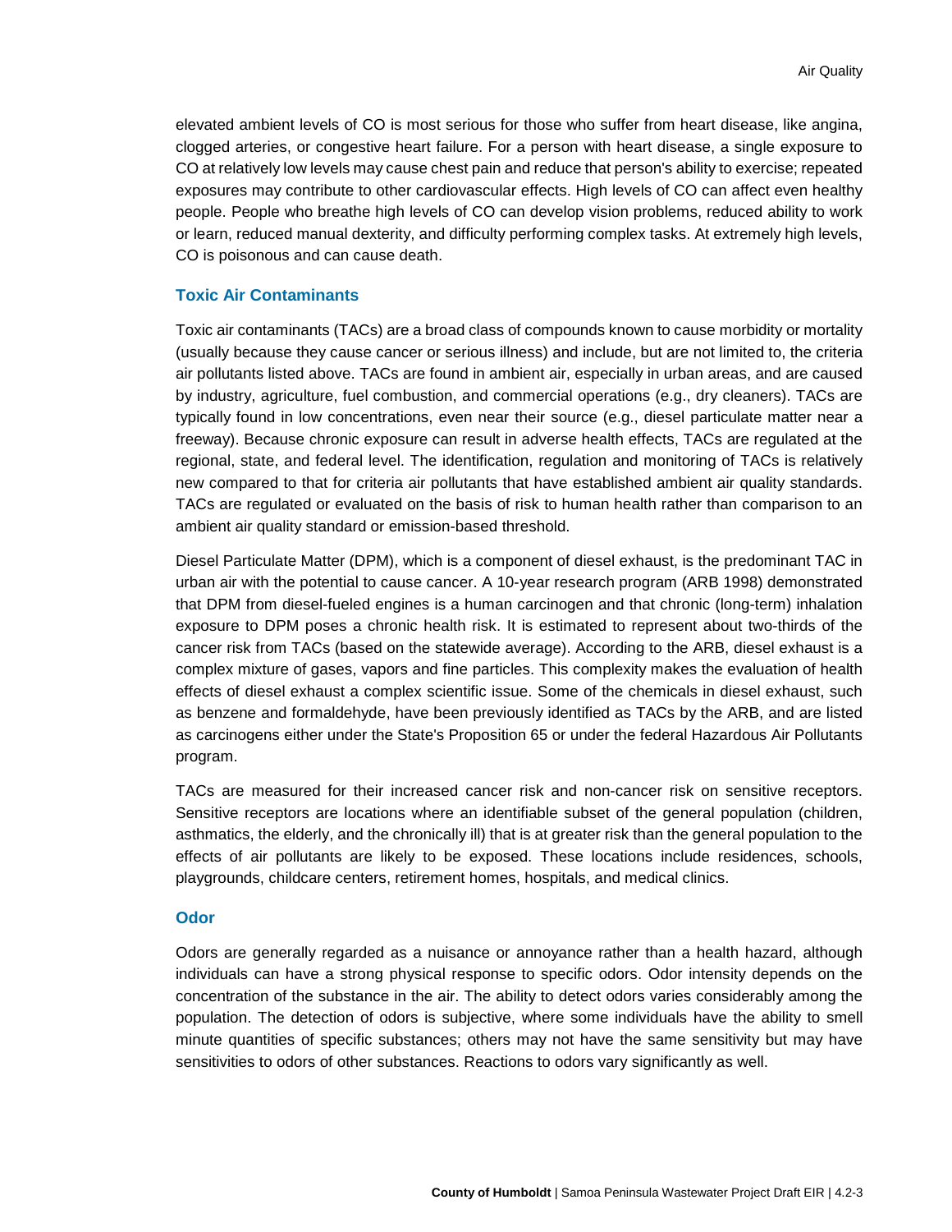elevated ambient levels of CO is most serious for those who suffer from heart disease, like angina, clogged arteries, or congestive heart failure. For a person with heart disease, a single exposure to CO at relatively low levels may cause chest pain and reduce that person's ability to exercise; repeated exposures may contribute to other cardiovascular effects. High levels of CO can affect even healthy people. People who breathe high levels of CO can develop vision problems, reduced ability to work or learn, reduced manual dexterity, and difficulty performing complex tasks. At extremely high levels, CO is poisonous and can cause death.

### Toxic Air Contaminants

Toxic air contaminants (TACs) are a broad class of compounds known to cause morbidity or mortality (usually because they cause cancer or serious illness) and include, but are not limited to, the criteria air pollutants listed above. TACs are found in ambient air, especially in urban areas, and are caused by industry, agriculture, fuel combustion, and commercial operations (e.g., dry cleaners). TACs are typically found in low concentrations, even near their source (e.g., diesel particulate matter near a freeway). Because chronic exposure can result in adverse health effects, TACs are regulated at the regional, state, and federal level. The identification, regulation and monitoring of TACs is relatively new compared to that for criteria air pollutants that have established ambient air quality standards. TACs are regulated or evaluated on the basis of risk to human health rather than comparison to an ambient air quality standard or emission-based threshold.

Diesel Particulate Matter (DPM), which is a component of diesel exhaust, is the predominant TAC in urban air with the potential to cause cancer. A 10-year research program (ARB 1998) demonstrated that DPM from diesel-fueled engines is a human carcinogen and that chronic (long-term) inhalation exposure to DPM poses a chronic health risk. It is estimated to represent about two-thirds of the cancer risk from TACs (based on the statewide average). According to the ARB, diesel exhaust is a complex mixture of gases, vapors and fine particles. This complexity makes the evaluation of health effects of diesel exhaust a complex scientific issue. Some of the chemicals in diesel exhaust, such as benzene and formaldehyde, have been previously identified as TACs by the ARB, and are listed as carcinogens either under the State's Proposition 65 or under the federal Hazardous Air Pollutants program.

TACs are measured for their increased cancer risk and non-cancer risk on sensitive receptors. Sensitive receptors are locations where an identifiable subset of the general population (children, asthmatics, the elderly, and the chronically ill) that is at greater risk than the general population to the effects of air pollutants are likely to be exposed. These locations include residences, schools, playgrounds, childcare centers, retirement homes, hospitals, and medical clinics.

### Odor

Odors are generally regarded as a nuisance or annoyance rather than a health hazard, although individuals can have a strong physical response to specific odors. Odor intensity depends on the concentration of the substance in the air. The ability to detect odors varies considerably among the population. The detection of odors is subjective, where some individuals have the ability to smell minute quantities of specific substances; others may not have the same sensitivity but may have sensitivities to odors of other substances. Reactions to odors vary significantly as well.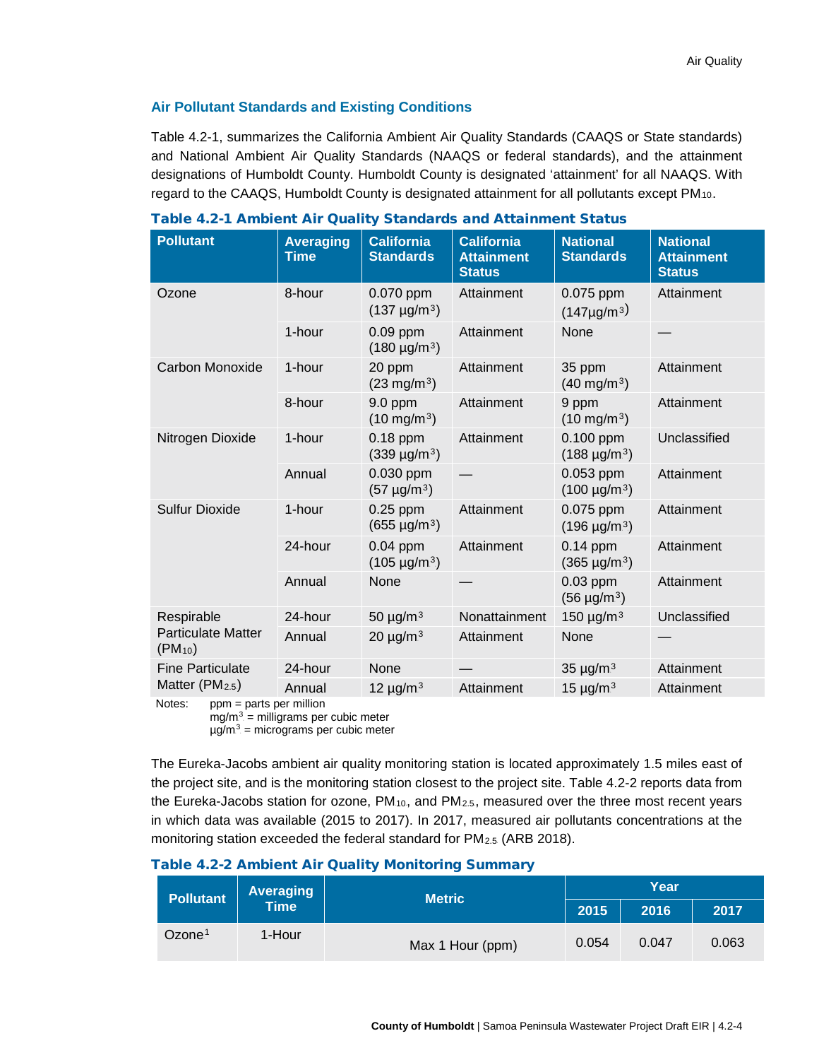## Air Pollutant Standards and Existing Conditions

Table 4.2-1, summarizes the California Ambient Air Quality Standards (CAAQS or State standards) and National Ambient Air Quality Standards (NAAQS or federal standards), and the attainment designations of Humboldt County. Humboldt County is designated 'attainment' for all NAAQS. With regard to the CAAQS, Humboldt County is designated attainment for all pollutants except $PM_{10}$.

**Table 4.2-1 Ambient Air Quality Standards and Attainment Status**

| Pollutant | Averaging Time | California Standards | California Attainment Status | National Standards | National Attainment Status |
|---|---|---|---|---|---|
| Ozone | 8-hour | 0.070 ppm (137 µg/m$^3$) | Attainment | 0.075 ppm (147µg/m$^3$) | Attainment |
| | 1-hour | 0.09 ppm (180 µg/m$^3$) | Attainment | None | — |
| Carbon Monoxide | 1-hour | 20 ppm (23 mg/m$^3$) | Attainment | 35 ppm (40 mg/m$^3$) | Attainment |
| | 8-hour | 9.0 ppm (10 mg/m$^3$) | Attainment | 9 ppm (10 mg/m$^3$) | Attainment |
| Nitrogen Dioxide | 1-hour | 0.18 ppm (339 µg/m$^3$) | Attainment | 0.100 ppm (188 µg/m$^3$) | Unclassified |
| | Annual | 0.030 ppm (57 µg/m$^3$) | — | 0.053 ppm (100 µg/m$^3$) | Attainment |
| Sulfur Dioxide | 1-hour | 0.25 ppm (655 µg/m$^3$) | Attainment | 0.075 ppm (196 µg/m$^3$) | Attainment |
| | 24-hour | 0.04 ppm (105 µg/m$^3$) | Attainment | 0.14 ppm (365 µg/m$^3$) | Attainment |
| | Annual | None | — | 0.03 ppm (56 µg/m$^3$) | Attainment |
| Respirable Particulate Matter ($PM_{10}$) | 24-hour | 50 µg/m$^3$ | Nonattainment | 150 µg/m$^3$ | Unclassified |
| | Annual | 20 µg/m$^3$ | Attainment | None | — |
| Fine Particulate Matter ($PM_{2.5}$) | 24-hour | None | — | 35 µg/m$^3$ | Attainment |
| | Annual | 12 µg/m$^3$ | Attainment | 15 µg/m$^3$ | Attainment |

Notes: ppm = parts per million
mg/m$^3$ = milligrams per cubic meter
µg/m$^3$ = micrograms per cubic meter

The Eureka-Jacobs ambient air quality monitoring station is located approximately 1.5 miles east of the project site, and is the monitoring station closest to the project site. Table 4.2-2 reports data from the Eureka-Jacobs station for ozone, $PM_{10}$, and $PM_{2.5}$, measured over the three most recent years in which data was available (2015 to 2017). In 2017, measured air pollutants concentrations at the monitoring station exceeded the federal standard for $PM_{2.5}$ (ARB 2018).

**Table 4.2-2 Ambient Air Quality Monitoring Summary**

| Pollutant | Averaging Time | Metric | Year | | |
|---|---|---|---|---|---|
| | | | 2015 | 2016 | 2017 |
| Ozone[1] | 1-Hour | Max 1 Hour (ppm) | 0.054 | 0.047 | 0.063 |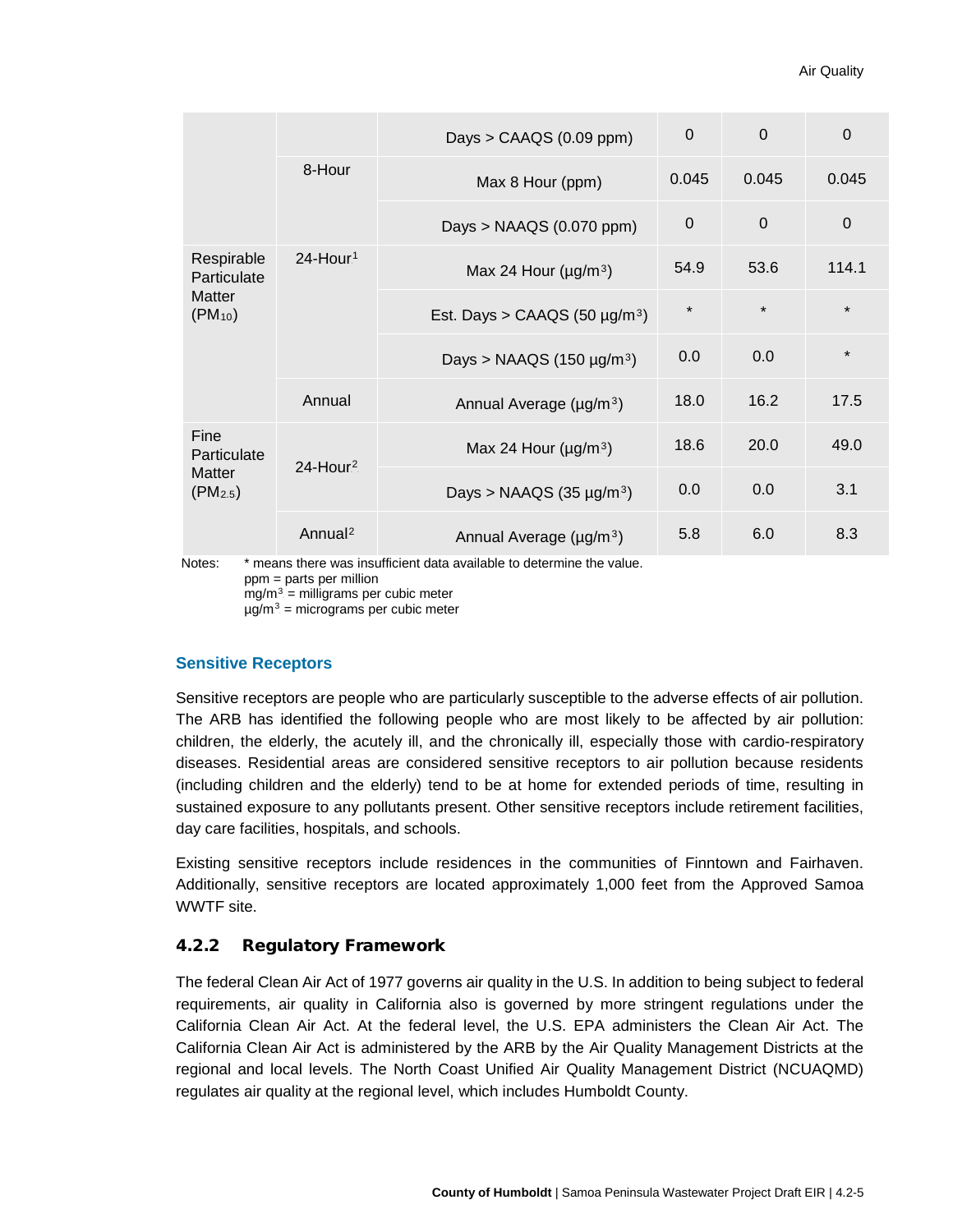| | | | | | |
|---|---|---|---|---|---|
| | | Days > CAAQS (0.09 ppm) | 0 | 0 | 0 |
| | 8-Hour | Max 8 Hour (ppm) | 0.045 | 0.045 | 0.045 |
| | | Days > NAAQS (0.070 ppm) | 0 | 0 | 0 |
| Respirable Particulate Matter ($PM_{10}$) | 24-Hour[1] | Max 24 Hour (μg/m³) | 54.9 | 53.6 | 114.1 |
| | | Est. Days > CAAQS (50 μg/m³) | * | * | * |
| | | Days > NAAQS (150 μg/m³) | 0.0 | 0.0 | * |
| | Annual | Annual Average (μg/m³) | 18.0 | 16.2 | 17.5 |
| Fine Particulate Matter ($PM_{2.5}$) | 24-Hour[2] | Max 24 Hour (μg/m³) | 18.6 | 20.0 | 49.0 |
| | | Days > NAAQS (35 μg/m³) | 0.0 | 0.0 | 3.1 |
| | Annual[2] | Annual Average (μg/m³) | 5.8 | 6.0 | 8.3 |

Notes: * means there was insufficient data available to determine the value.
ppm = parts per million
mg/m³ = milligrams per cubic meter
μg/m³ = micrograms per cubic meter

### Sensitive Receptors

Sensitive receptors are people who are particularly susceptible to the adverse effects of air pollution. The ARB has identified the following people who are most likely to be affected by air pollution: children, the elderly, the acutely ill, and the chronically ill, especially those with cardio-respiratory diseases. Residential areas are considered sensitive receptors to air pollution because residents (including children and the elderly) tend to be at home for extended periods of time, resulting in sustained exposure to any pollutants present. Other sensitive receptors include retirement facilities, day care facilities, hospitals, and schools.

Existing sensitive receptors include residences in the communities of Finntown and Fairhaven. Additionally, sensitive receptors are located approximately 1,000 feet from the Approved Samoa WWTF site.

## 4.2.2 Regulatory Framework

The federal Clean Air Act of 1977 governs air quality in the U.S. In addition to being subject to federal requirements, air quality in California also is governed by more stringent regulations under the California Clean Air Act. At the federal level, the U.S. EPA administers the Clean Air Act. The California Clean Air Act is administered by the ARB by the Air Quality Management Districts at the regional and local levels. The North Coast Unified Air Quality Management District (NCUAQMD) regulates air quality at the regional level, which includes Humboldt County.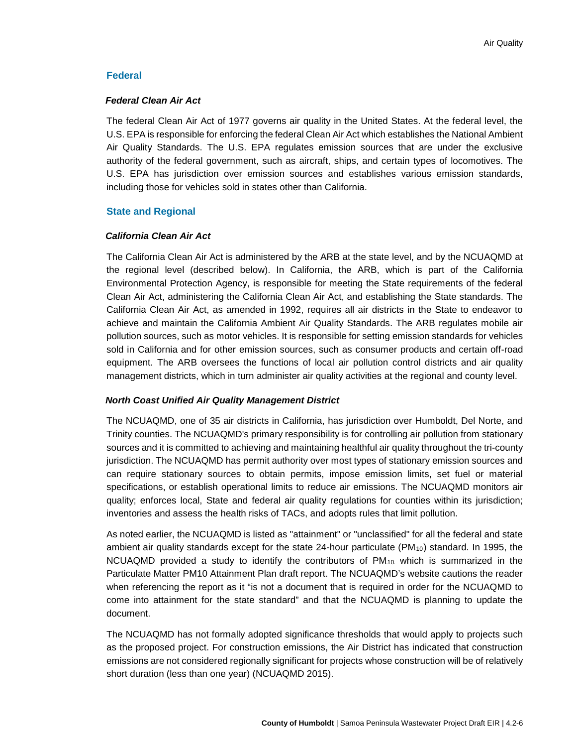### Federal

#### *Federal Clean Air Act*

The federal Clean Air Act of 1977 governs air quality in the United States. At the federal level, the U.S. EPA is responsible for enforcing the federal Clean Air Act which establishes the National Ambient Air Quality Standards. The U.S. EPA regulates emission sources that are under the exclusive authority of the federal government, such as aircraft, ships, and certain types of locomotives. The U.S. EPA has jurisdiction over emission sources and establishes various emission standards, including those for vehicles sold in states other than California.

### State and Regional

#### *California Clean Air Act*

The California Clean Air Act is administered by the ARB at the state level, and by the NCUAQMD at the regional level (described below). In California, the ARB, which is part of the California Environmental Protection Agency, is responsible for meeting the State requirements of the federal Clean Air Act, administering the California Clean Air Act, and establishing the State standards. The California Clean Air Act, as amended in 1992, requires all air districts in the State to endeavor to achieve and maintain the California Ambient Air Quality Standards. The ARB regulates mobile air pollution sources, such as motor vehicles. It is responsible for setting emission standards for vehicles sold in California and for other emission sources, such as consumer products and certain off-road equipment. The ARB oversees the functions of local air pollution control districts and air quality management districts, which in turn administer air quality activities at the regional and county level.

#### *North Coast Unified Air Quality Management District*

The NCUAQMD, one of 35 air districts in California, has jurisdiction over Humboldt, Del Norte, and Trinity counties. The NCUAQMD's primary responsibility is for controlling air pollution from stationary sources and it is committed to achieving and maintaining healthful air quality throughout the tri-county jurisdiction. The NCUAQMD has permit authority over most types of stationary emission sources and can require stationary sources to obtain permits, impose emission limits, set fuel or material specifications, or establish operational limits to reduce air emissions. The NCUAQMD monitors air quality; enforces local, State and federal air quality regulations for counties within its jurisdiction; inventories and assess the health risks of TACs, and adopts rules that limit pollution.

As noted earlier, the NCUAQMD is listed as "attainment" or "unclassified" for all the federal and state ambient air quality standards except for the state 24-hour particulate ($PM_{10}$) standard. In 1995, the NCUAQMD provided a study to identify the contributors of $PM_{10}$ which is summarized in the Particulate Matter PM10 Attainment Plan draft report. The NCUAQMD's website cautions the reader when referencing the report as it "is not a document that is required in order for the NCUAQMD to come into attainment for the state standard" and that the NCUAQMD is planning to update the document.

The NCUAQMD has not formally adopted significance thresholds that would apply to projects such as the proposed project. For construction emissions, the Air District has indicated that construction emissions are not considered regionally significant for projects whose construction will be of relatively short duration (less than one year) (NCUAQMD 2015).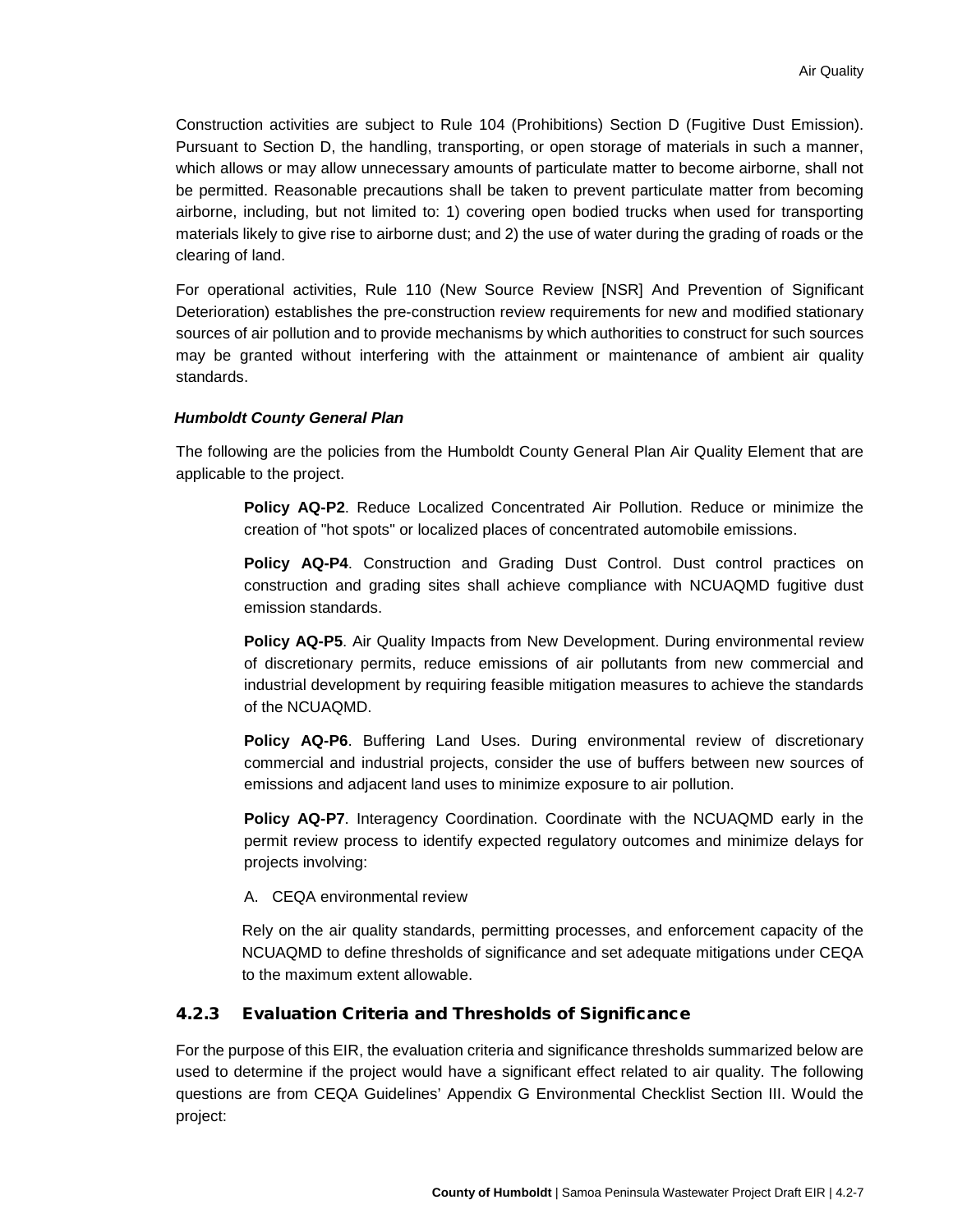Construction activities are subject to Rule 104 (Prohibitions) Section D (Fugitive Dust Emission). Pursuant to Section D, the handling, transporting, or open storage of materials in such a manner, which allows or may allow unnecessary amounts of particulate matter to become airborne, shall not be permitted. Reasonable precautions shall be taken to prevent particulate matter from becoming airborne, including, but not limited to: 1) covering open bodied trucks when used for transporting materials likely to give rise to airborne dust; and 2) the use of water during the grading of roads or the clearing of land.

For operational activities, Rule 110 (New Source Review [NSR] And Prevention of Significant Deterioration) establishes the pre-construction review requirements for new and modified stationary sources of air pollution and to provide mechanisms by which authorities to construct for such sources may be granted without interfering with the attainment or maintenance of ambient air quality standards.

***Humboldt County General Plan***

The following are the policies from the Humboldt County General Plan Air Quality Element that are applicable to the project.

> **Policy AQ-P2**. Reduce Localized Concentrated Air Pollution. Reduce or minimize the creation of "hot spots" or localized places of concentrated automobile emissions.
>
> **Policy AQ-P4**. Construction and Grading Dust Control. Dust control practices on construction and grading sites shall achieve compliance with NCUAQMD fugitive dust emission standards.
>
> **Policy AQ-P5**. Air Quality Impacts from New Development. During environmental review of discretionary permits, reduce emissions of air pollutants from new commercial and industrial development by requiring feasible mitigation measures to achieve the standards of the NCUAQMD.
>
> **Policy AQ-P6**. Buffering Land Uses. During environmental review of discretionary commercial and industrial projects, consider the use of buffers between new sources of emissions and adjacent land uses to minimize exposure to air pollution.
>
> **Policy AQ-P7**. Interagency Coordination. Coordinate with the NCUAQMD early in the permit review process to identify expected regulatory outcomes and minimize delays for projects involving:
>
> A. CEQA environmental review
>
> Rely on the air quality standards, permitting processes, and enforcement capacity of the NCUAQMD to define thresholds of significance and set adequate mitigations under CEQA to the maximum extent allowable.

### 4.2.3 Evaluation Criteria and Thresholds of Significance

For the purpose of this EIR, the evaluation criteria and significance thresholds summarized below are used to determine if the project would have a significant effect related to air quality. The following questions are from CEQA Guidelines' Appendix G Environmental Checklist Section III. Would the project: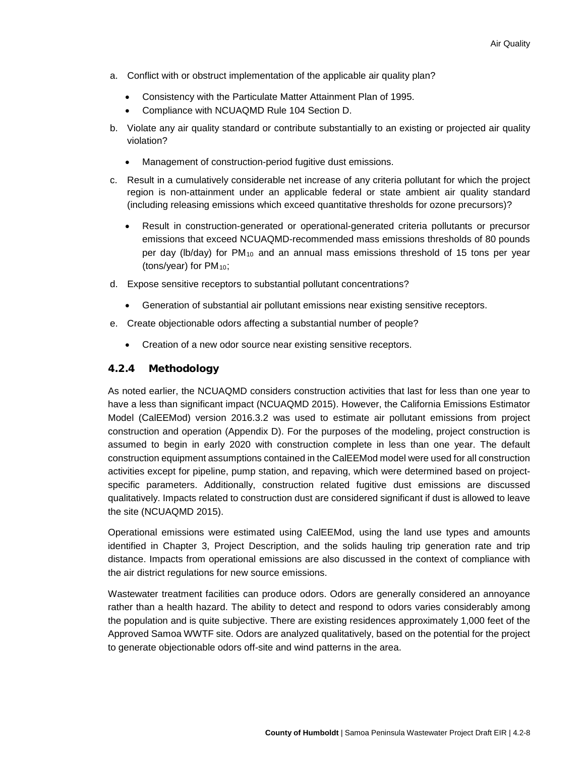a. Conflict with or obstruct implementation of the applicable air quality plan?

- Consistency with the Particulate Matter Attainment Plan of 1995.
- Compliance with NCUAQMD Rule 104 Section D.

b. Violate any air quality standard or contribute substantially to an existing or projected air quality violation?

- Management of construction-period fugitive dust emissions.

c. Result in a cumulatively considerable net increase of any criteria pollutant for which the project region is non-attainment under an applicable federal or state ambient air quality standard (including releasing emissions which exceed quantitative thresholds for ozone precursors)?

- Result in construction-generated or operational-generated criteria pollutants or precursor emissions that exceed NCUAQMD-recommended mass emissions thresholds of 80 pounds per day (lb/day) for $PM_{10}$ and an annual mass emissions threshold of 15 tons per year (tons/year) for $PM_{10}$;

d. Expose sensitive receptors to substantial pollutant concentrations?

- Generation of substantial air pollutant emissions near existing sensitive receptors.

e. Create objectionable odors affecting a substantial number of people?

- Creation of a new odor source near existing sensitive receptors.

### 4.2.4 Methodology

As noted earlier, the NCUAQMD considers construction activities that last for less than one year to have a less than significant impact (NCUAQMD 2015). However, the California Emissions Estimator Model (CalEEMod) version 2016.3.2 was used to estimate air pollutant emissions from project construction and operation (Appendix D). For the purposes of the modeling, project construction is assumed to begin in early 2020 with construction complete in less than one year. The default construction equipment assumptions contained in the CalEEMod model were used for all construction activities except for pipeline, pump station, and repaving, which were determined based on project-specific parameters. Additionally, construction related fugitive dust emissions are discussed qualitatively. Impacts related to construction dust are considered significant if dust is allowed to leave the site (NCUAQMD 2015).

Operational emissions were estimated using CalEEMod, using the land use types and amounts identified in Chapter 3, Project Description, and the solids hauling trip generation rate and trip distance. Impacts from operational emissions are also discussed in the context of compliance with the air district regulations for new source emissions.

Wastewater treatment facilities can produce odors. Odors are generally considered an annoyance rather than a health hazard. The ability to detect and respond to odors varies considerably among the population and is quite subjective. There are existing residences approximately 1,000 feet of the Approved Samoa WWTF site. Odors are analyzed qualitatively, based on the potential for the project to generate objectionable odors off-site and wind patterns in the area.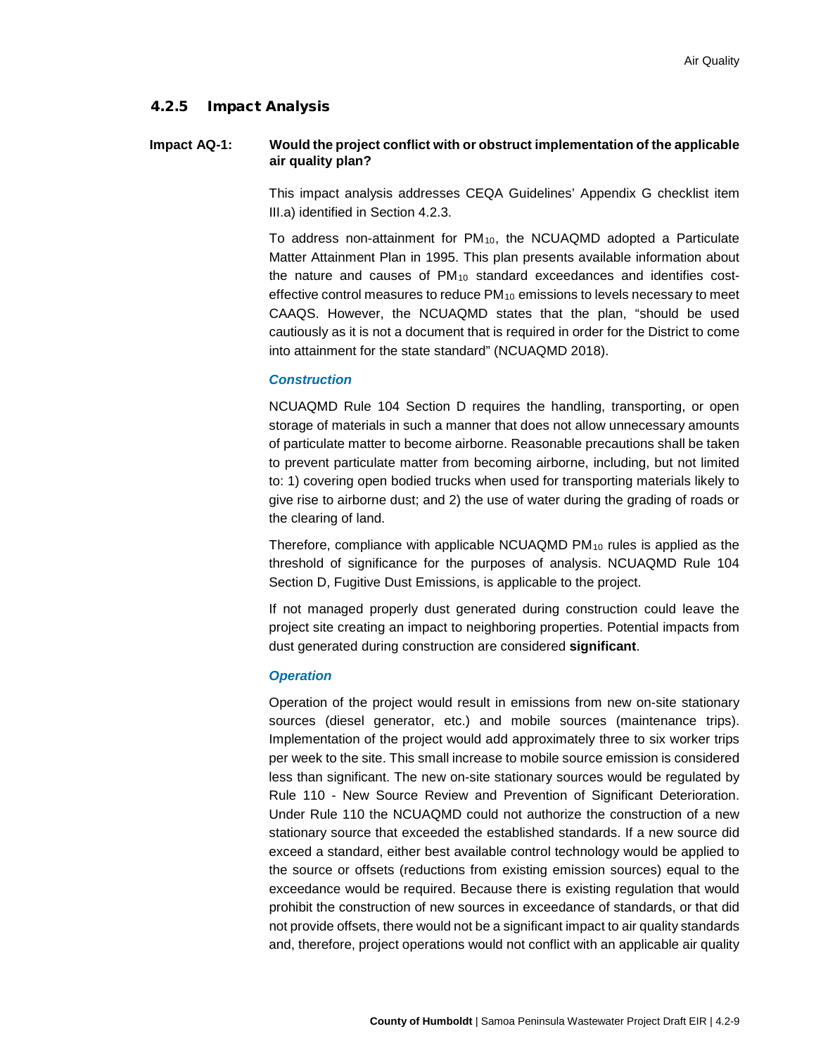### 4.2.5 Impact Analysis

**Impact AQ-1: Would the project conflict with or obstruct implementation of the applicable air quality plan?**

This impact analysis addresses CEQA Guidelines' Appendix G checklist item III.a) identified in Section 4.2.3.

To address non-attainment for $PM_{10}$, the NCUAQMD adopted a Particulate Matter Attainment Plan in 1995. This plan presents available information about the nature and causes of $PM_{10}$ standard exceedances and identifies cost-effective control measures to reduce $PM_{10}$ emissions to levels necessary to meet CAAQS. However, the NCUAQMD states that the plan, "should be used cautiously as it is not a document that is required in order for the District to come into attainment for the state standard" (NCUAQMD 2018).

#### *Construction*

NCUAQMD Rule 104 Section D requires the handling, transporting, or open storage of materials in such a manner that does not allow unnecessary amounts of particulate matter to become airborne. Reasonable precautions shall be taken to prevent particulate matter from becoming airborne, including, but not limited to: 1) covering open bodied trucks when used for transporting materials likely to give rise to airborne dust; and 2) the use of water during the grading of roads or the clearing of land.

Therefore, compliance with applicable NCUAQMD $PM_{10}$ rules is applied as the threshold of significance for the purposes of analysis. NCUAQMD Rule 104 Section D, Fugitive Dust Emissions, is applicable to the project.

If not managed properly dust generated during construction could leave the project site creating an impact to neighboring properties. Potential impacts from dust generated during construction are considered **significant**.

#### *Operation*

Operation of the project would result in emissions from new on-site stationary sources (diesel generator, etc.) and mobile sources (maintenance trips). Implementation of the project would add approximately three to six worker trips per week to the site. This small increase to mobile source emission is considered less than significant. The new on-site stationary sources would be regulated by Rule 110 - New Source Review and Prevention of Significant Deterioration. Under Rule 110 the NCUAQMD could not authorize the construction of a new stationary source that exceeded the established standards. If a new source did exceed a standard, either best available control technology would be applied to the source or offsets (reductions from existing emission sources) equal to the exceedance would be required. Because there is existing regulation that would prohibit the construction of new sources in exceedance of standards, or that did not provide offsets, there would not be a significant impact to air quality standards and, therefore, project operations would not conflict with an applicable air quality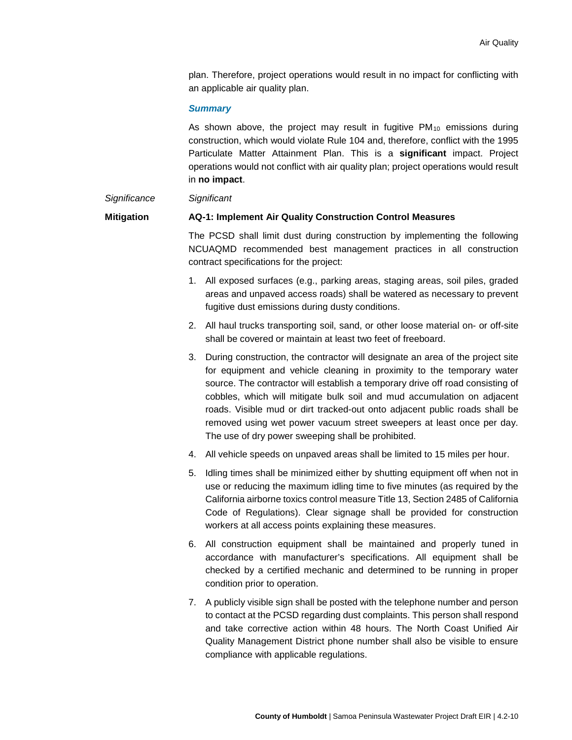plan. Therefore, project operations would result in no impact for conflicting with an applicable air quality plan.

***Summary***

As shown above, the project may result in fugitive $PM_{10}$ emissions during construction, which would violate Rule 104 and, therefore, conflict with the 1995 Particulate Matter Attainment Plan. This is a **significant** impact. Project operations would not conflict with air quality plan; project operations would result in **no impact**.

*Significance* *Significant*

**Mitigation** **AQ-1: Implement Air Quality Construction Control Measures**

The PCSD shall limit dust during construction by implementing the following NCUAQMD recommended best management practices in all construction contract specifications for the project:

1. All exposed surfaces (e.g., parking areas, staging areas, soil piles, graded areas and unpaved access roads) shall be watered as necessary to prevent fugitive dust emissions during dusty conditions.
2. All haul trucks transporting soil, sand, or other loose material on- or off-site shall be covered or maintain at least two feet of freeboard.
3. During construction, the contractor will designate an area of the project site for equipment and vehicle cleaning in proximity to the temporary water source. The contractor will establish a temporary drive off road consisting of cobbles, which will mitigate bulk soil and mud accumulation on adjacent roads. Visible mud or dirt tracked-out onto adjacent public roads shall be removed using wet power vacuum street sweepers at least once per day. The use of dry power sweeping shall be prohibited.
4. All vehicle speeds on unpaved areas shall be limited to 15 miles per hour.
5. Idling times shall be minimized either by shutting equipment off when not in use or reducing the maximum idling time to five minutes (as required by the California airborne toxics control measure Title 13, Section 2485 of California Code of Regulations). Clear signage shall be provided for construction workers at all access points explaining these measures.
6. All construction equipment shall be maintained and properly tuned in accordance with manufacturer's specifications. All equipment shall be checked by a certified mechanic and determined to be running in proper condition prior to operation.
7. A publicly visible sign shall be posted with the telephone number and person to contact at the PCSD regarding dust complaints. This person shall respond and take corrective action within 48 hours. The North Coast Unified Air Quality Management District phone number shall also be visible to ensure compliance with applicable regulations.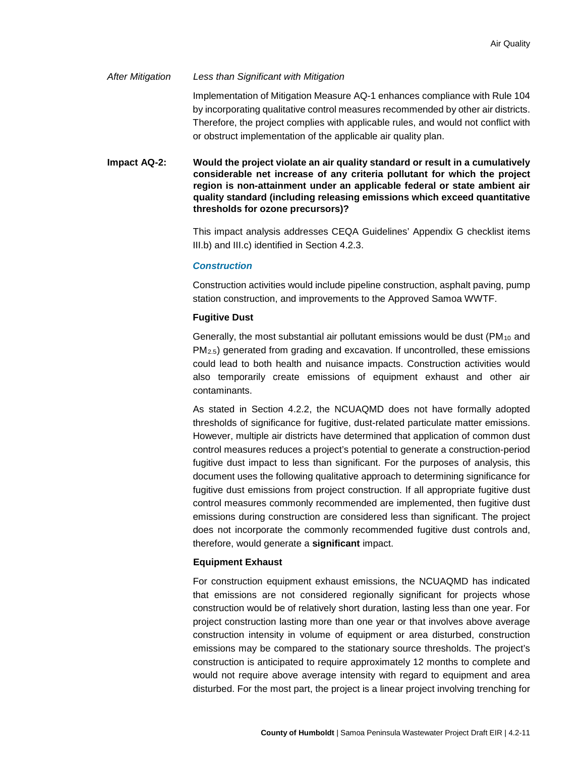*After Mitigation* *Less than Significant with Mitigation*

Implementation of Mitigation Measure AQ-1 enhances compliance with Rule 104 by incorporating qualitative control measures recommended by other air districts. Therefore, the project complies with applicable rules, and would not conflict with or obstruct implementation of the applicable air quality plan.

**Impact AQ-2: Would the project violate an air quality standard or result in a cumulatively considerable net increase of any criteria pollutant for which the project region is non-attainment under an applicable federal or state ambient air quality standard (including releasing emissions which exceed quantitative thresholds for ozone precursors)?**

This impact analysis addresses CEQA Guidelines' Appendix G checklist items III.b) and III.c) identified in Section 4.2.3.

### *Construction*

Construction activities would include pipeline construction, asphalt paving, pump station construction, and improvements to the Approved Samoa WWTF.

#### Fugitive Dust

Generally, the most substantial air pollutant emissions would be dust ($PM_{10}$ and $PM_{2.5}$) generated from grading and excavation. If uncontrolled, these emissions could lead to both health and nuisance impacts. Construction activities would also temporarily create emissions of equipment exhaust and other air contaminants.

As stated in Section 4.2.2, the NCUAQMD does not have formally adopted thresholds of significance for fugitive, dust-related particulate matter emissions. However, multiple air districts have determined that application of common dust control measures reduces a project's potential to generate a construction-period fugitive dust impact to less than significant. For the purposes of analysis, this document uses the following qualitative approach to determining significance for fugitive dust emissions from project construction. If all appropriate fugitive dust control measures commonly recommended are implemented, then fugitive dust emissions during construction are considered less than significant. The project does not incorporate the commonly recommended fugitive dust controls and, therefore, would generate a **significant** impact.

#### Equipment Exhaust

For construction equipment exhaust emissions, the NCUAQMD has indicated that emissions are not considered regionally significant for projects whose construction would be of relatively short duration, lasting less than one year. For project construction lasting more than one year or that involves above average construction intensity in volume of equipment or area disturbed, construction emissions may be compared to the stationary source thresholds. The project's construction is anticipated to require approximately 12 months to complete and would not require above average intensity with regard to equipment and area disturbed. For the most part, the project is a linear project involving trenching for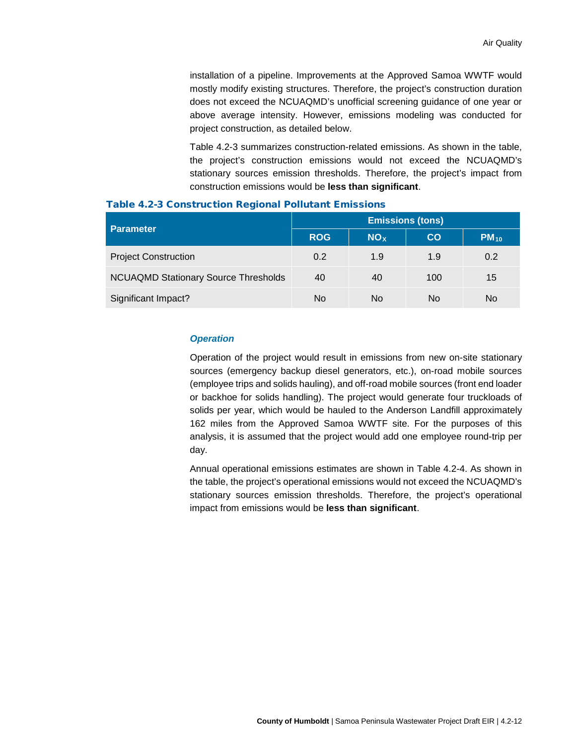installation of a pipeline. Improvements at the Approved Samoa WWTF would mostly modify existing structures. Therefore, the project's construction duration does not exceed the NCUAQMD's unofficial screening guidance of one year or above average intensity. However, emissions modeling was conducted for project construction, as detailed below.

Table 4.2-3 summarizes construction-related emissions. As shown in the table, the project's construction emissions would not exceed the NCUAQMD's stationary sources emission thresholds. Therefore, the project's impact from construction emissions would be **less than significant**.

**Table 4.2-3 Construction Regional Pollutant Emissions**

| Parameter | Emissions (tons) | | | |
|---|---|---|---|---|
| | ROG | $NO_X$ | CO | $PM_{10}$ |
| Project Construction | 0.2 | 1.9 | 1.9 | 0.2 |
| NCUAQMD Stationary Source Thresholds | 40 | 40 | 100 | 15 |
| Significant Impact? | No | No | No | No |

### *Operation*

Operation of the project would result in emissions from new on-site stationary sources (emergency backup diesel generators, etc.), on-road mobile sources (employee trips and solids hauling), and off-road mobile sources (front end loader or backhoe for solids handling). The project would generate four truckloads of solids per year, which would be hauled to the Anderson Landfill approximately 162 miles from the Approved Samoa WWTF site. For the purposes of this analysis, it is assumed that the project would add one employee round-trip per day.

Annual operational emissions estimates are shown in Table 4.2-4. As shown in the table, the project's operational emissions would not exceed the NCUAQMD's stationary sources emission thresholds. Therefore, the project's operational impact from emissions would be **less than significant**.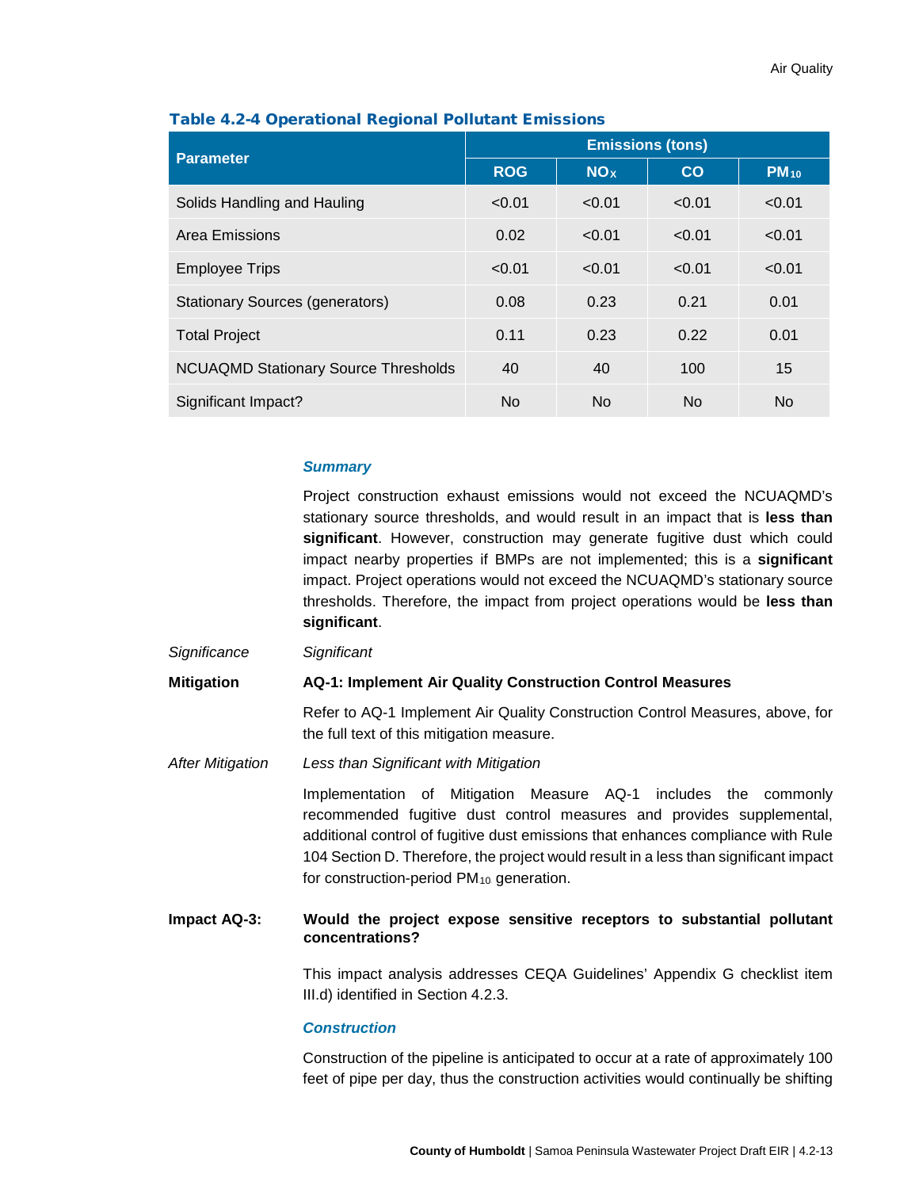**Table 4.2-4 Operational Regional Pollutant Emissions**

| Parameter | Emissions (tons) | | | |
|---|---|---|---|---|
| | ROG | $NO_X$ | CO | $PM_{10}$ |
| Solids Handling and Hauling | <0.01 | <0.01 | <0.01 | <0.01 |
| Area Emissions | 0.02 | <0.01 | <0.01 | <0.01 |
| Employee Trips | <0.01 | <0.01 | <0.01 | <0.01 |
| Stationary Sources (generators) | 0.08 | 0.23 | 0.21 | 0.01 |
| Total Project | 0.11 | 0.23 | 0.22 | 0.01 |
| NCUAQMD Stationary Source Thresholds | 40 | 40 | 100 | 15 |
| Significant Impact? | No | No | No | No |

***Summary***

Project construction exhaust emissions would not exceed the NCUAQMD's stationary source thresholds, and would result in an impact that is **less than significant**. However, construction may generate fugitive dust which could impact nearby properties if BMPs are not implemented; this is a **significant** impact. Project operations would not exceed the NCUAQMD's stationary source thresholds. Therefore, the impact from project operations would be **less than significant**.

*Significance* *Significant*

**Mitigation** **AQ-1: Implement Air Quality Construction Control Measures**

Refer to AQ-1 Implement Air Quality Construction Control Measures, above, for the full text of this mitigation measure.

*After Mitigation* *Less than Significant with Mitigation*

Implementation of Mitigation Measure AQ-1 includes the commonly recommended fugitive dust control measures and provides supplemental, additional control of fugitive dust emissions that enhances compliance with Rule 104 Section D. Therefore, the project would result in a less than significant impact for construction-period $PM_{10}$ generation.

**Impact AQ-3: Would the project expose sensitive receptors to substantial pollutant concentrations?**

This impact analysis addresses CEQA Guidelines' Appendix G checklist item III.d) identified in Section 4.2.3.

***Construction***

Construction of the pipeline is anticipated to occur at a rate of approximately 100 feet of pipe per day, thus the construction activities would continually be shifting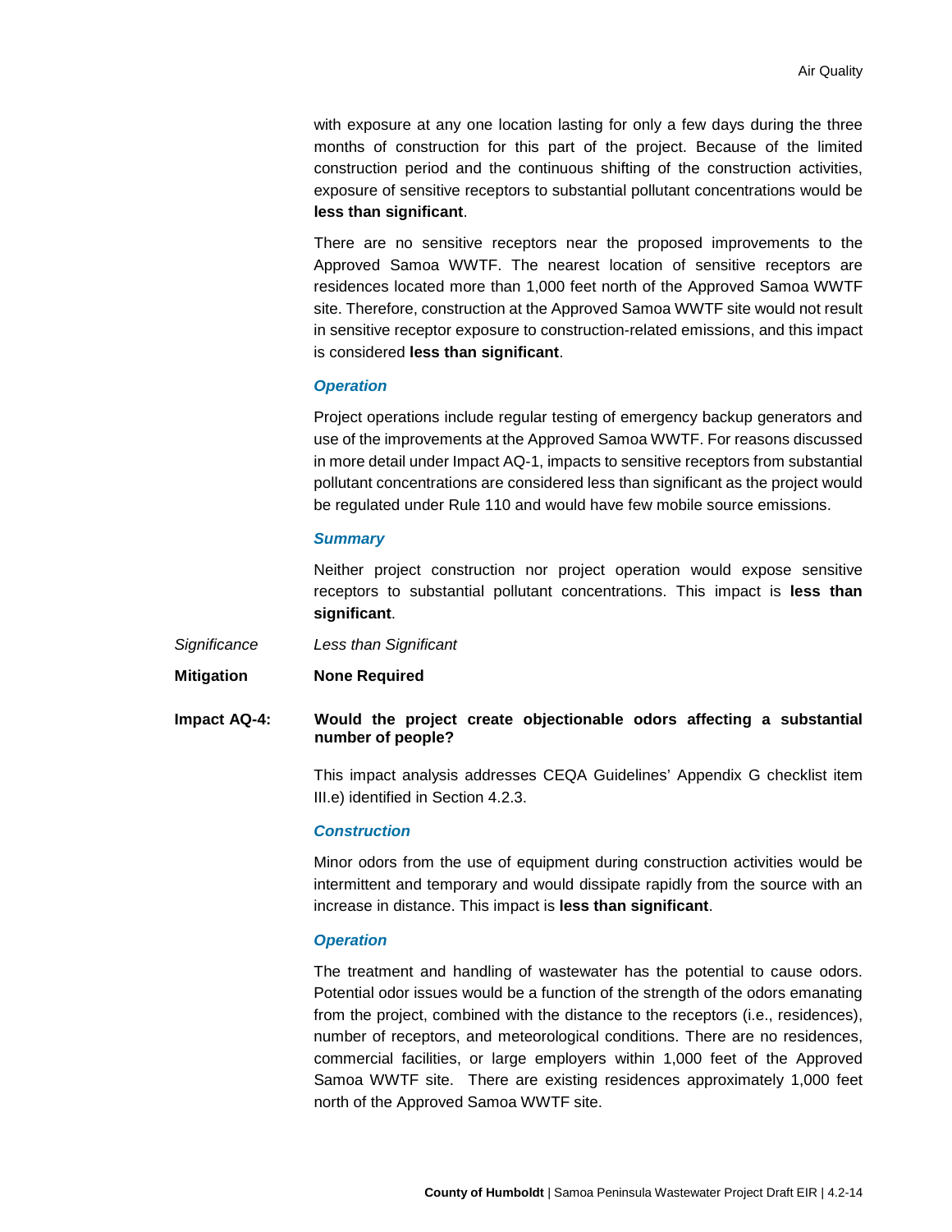with exposure at any one location lasting for only a few days during the three months of construction for this part of the project. Because of the limited construction period and the continuous shifting of the construction activities, exposure of sensitive receptors to substantial pollutant concentrations would be **less than significant**.

There are no sensitive receptors near the proposed improvements to the Approved Samoa WWTF. The nearest location of sensitive receptors are residences located more than 1,000 feet north of the Approved Samoa WWTF site. Therefore, construction at the Approved Samoa WWTF site would not result in sensitive receptor exposure to construction-related emissions, and this impact is considered **less than significant**.

***Operation***

Project operations include regular testing of emergency backup generators and use of the improvements at the Approved Samoa WWTF. For reasons discussed in more detail under Impact AQ-1, impacts to sensitive receptors from substantial pollutant concentrations are considered less than significant as the project would be regulated under Rule 110 and would have few mobile source emissions.

***Summary***

Neither project construction nor project operation would expose sensitive receptors to substantial pollutant concentrations. This impact is **less than significant**.

*Significance* *Less than Significant*

**Mitigation** **None Required**

**Impact AQ-4: Would the project create objectionable odors affecting a substantial number of people?**

This impact analysis addresses CEQA Guidelines' Appendix G checklist item III.e) identified in Section 4.2.3.

***Construction***

Minor odors from the use of equipment during construction activities would be intermittent and temporary and would dissipate rapidly from the source with an increase in distance. This impact is **less than significant**.

***Operation***

The treatment and handling of wastewater has the potential to cause odors. Potential odor issues would be a function of the strength of the odors emanating from the project, combined with the distance to the receptors (i.e., residences), number of receptors, and meteorological conditions. There are no residences, commercial facilities, or large employers within 1,000 feet of the Approved Samoa WWTF site. There are existing residences approximately 1,000 feet north of the Approved Samoa WWTF site.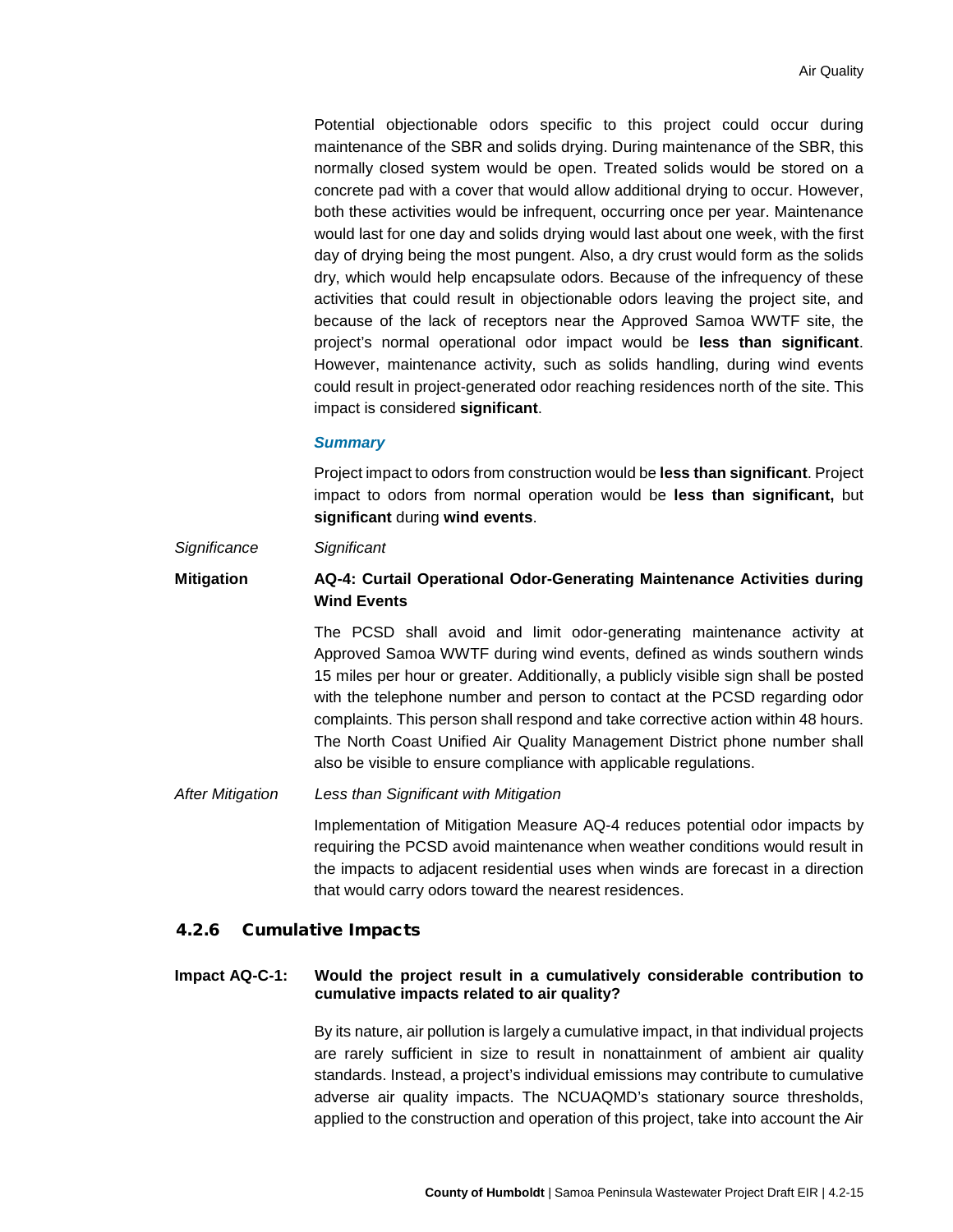Potential objectionable odors specific to this project could occur during maintenance of the SBR and solids drying. During maintenance of the SBR, this normally closed system would be open. Treated solids would be stored on a concrete pad with a cover that would allow additional drying to occur. However, both these activities would be infrequent, occurring once per year. Maintenance would last for one day and solids drying would last about one week, with the first day of drying being the most pungent. Also, a dry crust would form as the solids dry, which would help encapsulate odors. Because of the infrequency of these activities that could result in objectionable odors leaving the project site, and because of the lack of receptors near the Approved Samoa WWTF site, the project's normal operational odor impact would be **less than significant**. However, maintenance activity, such as solids handling, during wind events could result in project-generated odor reaching residences north of the site. This impact is considered **significant**.

***Summary***

Project impact to odors from construction would be **less than significant**. Project impact to odors from normal operation would be **less than significant,** but **significant** during **wind events**.

*Significance* *Significant*

**Mitigation** **AQ-4: Curtail Operational Odor-Generating Maintenance Activities during Wind Events**

The PCSD shall avoid and limit odor-generating maintenance activity at Approved Samoa WWTF during wind events, defined as winds southern winds 15 miles per hour or greater. Additionally, a publicly visible sign shall be posted with the telephone number and person to contact at the PCSD regarding odor complaints. This person shall respond and take corrective action within 48 hours. The North Coast Unified Air Quality Management District phone number shall also be visible to ensure compliance with applicable regulations.

*After Mitigation* *Less than Significant with Mitigation*

Implementation of Mitigation Measure AQ-4 reduces potential odor impacts by requiring the PCSD avoid maintenance when weather conditions would result in the impacts to adjacent residential uses when winds are forecast in a direction that would carry odors toward the nearest residences.

### 4.2.6 Cumulative Impacts

**Impact AQ-C-1: Would the project result in a cumulatively considerable contribution to cumulative impacts related to air quality?**

By its nature, air pollution is largely a cumulative impact, in that individual projects are rarely sufficient in size to result in nonattainment of ambient air quality standards. Instead, a project's individual emissions may contribute to cumulative adverse air quality impacts. The NCUAQMD's stationary source thresholds, applied to the construction and operation of this project, take into account the Air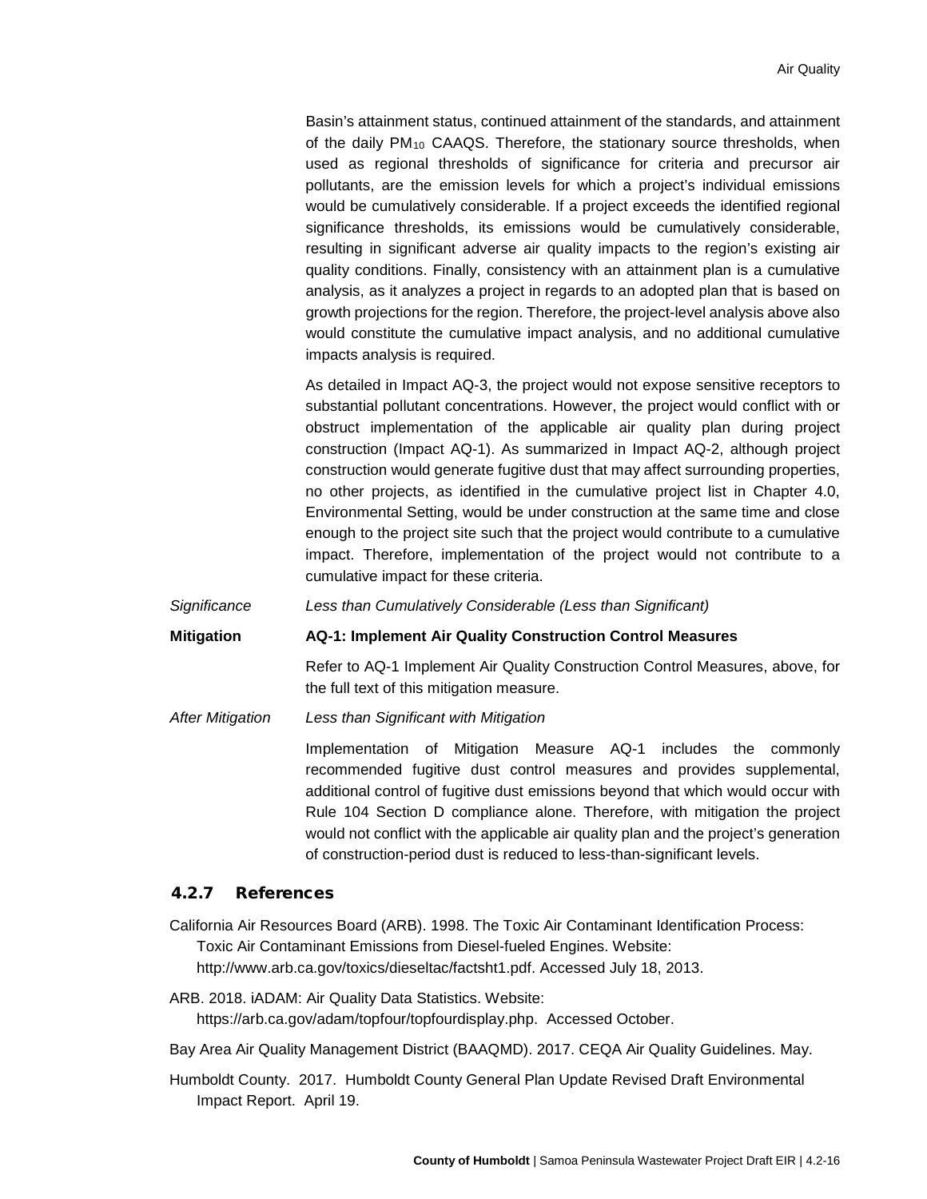Basin's attainment status, continued attainment of the standards, and attainment of the daily $PM_{10}$ CAAQS. Therefore, the stationary source thresholds, when used as regional thresholds of significance for criteria and precursor air pollutants, are the emission levels for which a project's individual emissions would be cumulatively considerable. If a project exceeds the identified regional significance thresholds, its emissions would be cumulatively considerable, resulting in significant adverse air quality impacts to the region's existing air quality conditions. Finally, consistency with an attainment plan is a cumulative analysis, as it analyzes a project in regards to an adopted plan that is based on growth projections for the region. Therefore, the project-level analysis above also would constitute the cumulative impact analysis, and no additional cumulative impacts analysis is required.

As detailed in Impact AQ-3, the project would not expose sensitive receptors to substantial pollutant concentrations. However, the project would conflict with or obstruct implementation of the applicable air quality plan during project construction (Impact AQ-1). As summarized in Impact AQ-2, although project construction would generate fugitive dust that may affect surrounding properties, no other projects, as identified in the cumulative project list in Chapter 4.0, Environmental Setting, would be under construction at the same time and close enough to the project site such that the project would contribute to a cumulative impact. Therefore, implementation of the project would not contribute to a cumulative impact for these criteria.

*Significance* *Less than Cumulatively Considerable (Less than Significant)*

**Mitigation** **AQ-1: Implement Air Quality Construction Control Measures**

Refer to AQ-1 Implement Air Quality Construction Control Measures, above, for the full text of this mitigation measure.

*After Mitigation* *Less than Significant with Mitigation*

Implementation of Mitigation Measure AQ-1 includes the commonly recommended fugitive dust control measures and provides supplemental, additional control of fugitive dust emissions beyond that which would occur with Rule 104 Section D compliance alone. Therefore, with mitigation the project would not conflict with the applicable air quality plan and the project's generation of construction-period dust is reduced to less-than-significant levels.

### 4.2.7 References

California Air Resources Board (ARB). 1998. The Toxic Air Contaminant Identification Process: Toxic Air Contaminant Emissions from Diesel-fueled Engines. Website: http://www.arb.ca.gov/toxics/dieseltac/factsht1.pdf. Accessed July 18, 2013.

ARB. 2018. iADAM: Air Quality Data Statistics. Website: https://arb.ca.gov/adam/topfour/topfourdisplay.php. Accessed October.

Bay Area Air Quality Management District (BAAQMD). 2017. CEQA Air Quality Guidelines. May.

Humboldt County. 2017. Humboldt County General Plan Update Revised Draft Environmental Impact Report. April 19.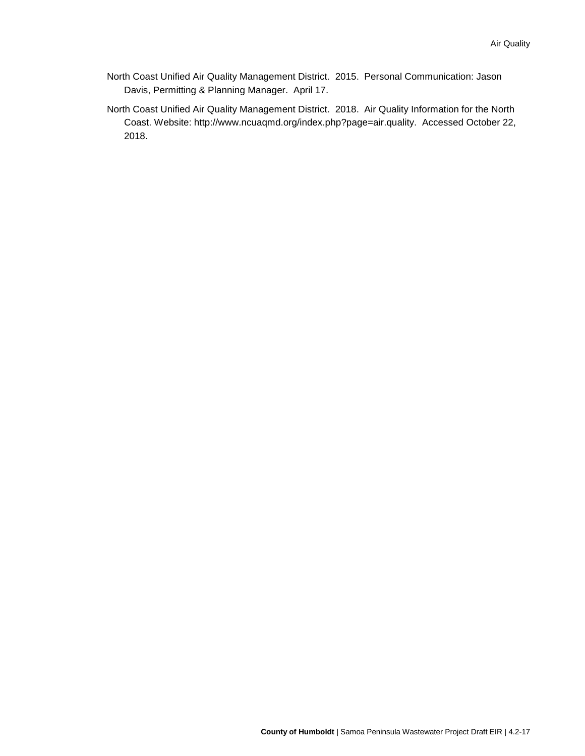North Coast Unified Air Quality Management District. 2015. Personal Communication: Jason Davis, Permitting & Planning Manager. April 17.

North Coast Unified Air Quality Management District. 2018. Air Quality Information for the North Coast. Website: http://www.ncuaqmd.org/index.php?page=air.quality. Accessed October 22, 2018.